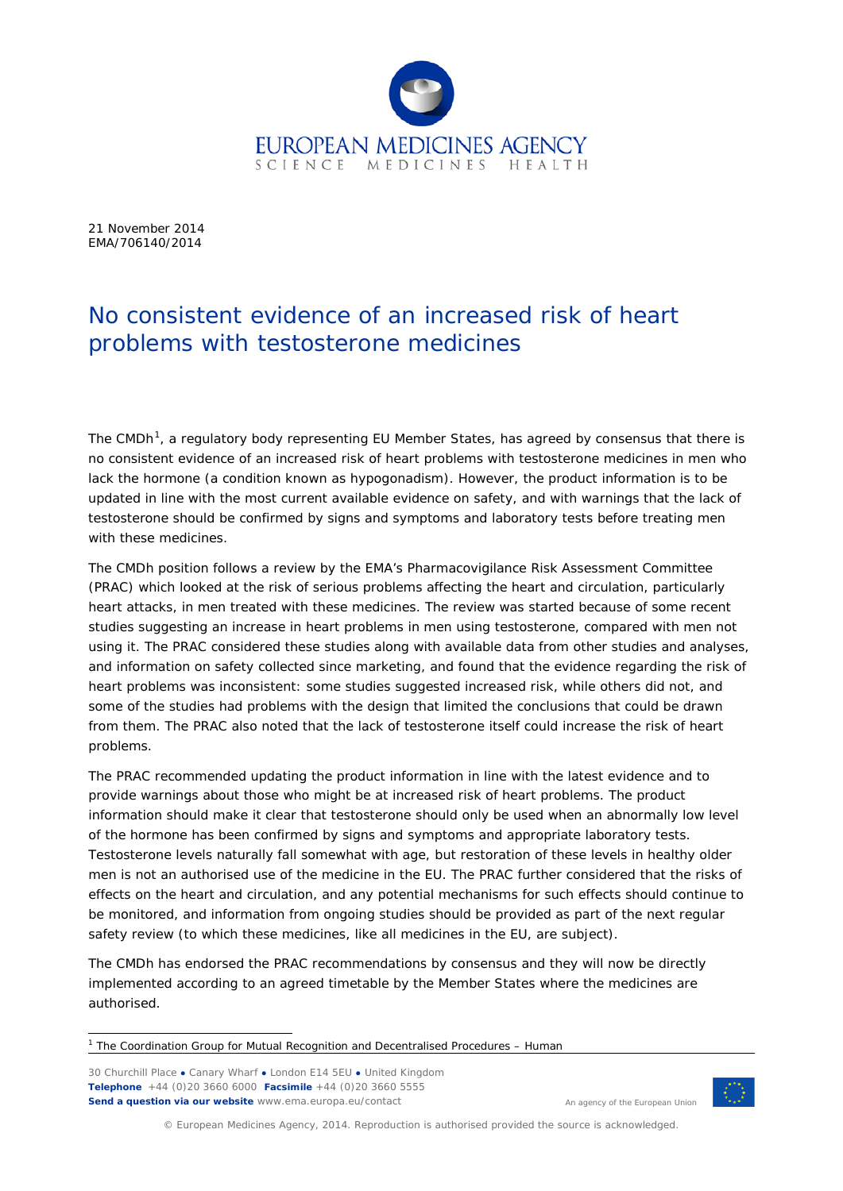21 November 2014
EMA/706140/2014

# No consistent evidence of an increased risk of heart problems with testosterone medicines

The CMDh[1], a regulatory body representing EU Member States, has agreed by consensus that there is no consistent evidence of an increased risk of heart problems with testosterone medicines in men who lack the hormone (a condition known as hypogonadism). However, the product information is to be updated in line with the most current available evidence on safety, and with warnings that the lack of testosterone should be confirmed by signs and symptoms and laboratory tests before treating men with these medicines.

The CMDh position follows a review by the EMA's Pharmacovigilance Risk Assessment Committee (PRAC) which looked at the risk of serious problems affecting the heart and circulation, particularly heart attacks, in men treated with these medicines. The review was started because of some recent studies suggesting an increase in heart problems in men using testosterone, compared with men not using it. The PRAC considered these studies along with available data from other studies and analyses, and information on safety collected since marketing, and found that the evidence regarding the risk of heart problems was inconsistent: some studies suggested increased risk, while others did not, and some of the studies had problems with the design that limited the conclusions that could be drawn from them. The PRAC also noted that the lack of testosterone itself could increase the risk of heart problems.

The PRAC recommended updating the product information in line with the latest evidence and to provide warnings about those who might be at increased risk of heart problems. The product information should make it clear that testosterone should only be used when an abnormally low level of the hormone has been confirmed by signs and symptoms and appropriate laboratory tests. Testosterone levels naturally fall somewhat with age, but restoration of these levels in healthy older men is not an authorised use of the medicine in the EU. The PRAC further considered that the risks of effects on the heart and circulation, and any potential mechanisms for such effects should continue to be monitored, and information from ongoing studies should be provided as part of the next regular safety review (to which these medicines, like all medicines in the EU, are subject).

The CMDh has endorsed the PRAC recommendations by consensus and they will now be directly implemented according to an agreed timetable by the Member States where the medicines are authorised.

[1] The Coordination Group for Mutual Recognition and Decentralised Procedures – Human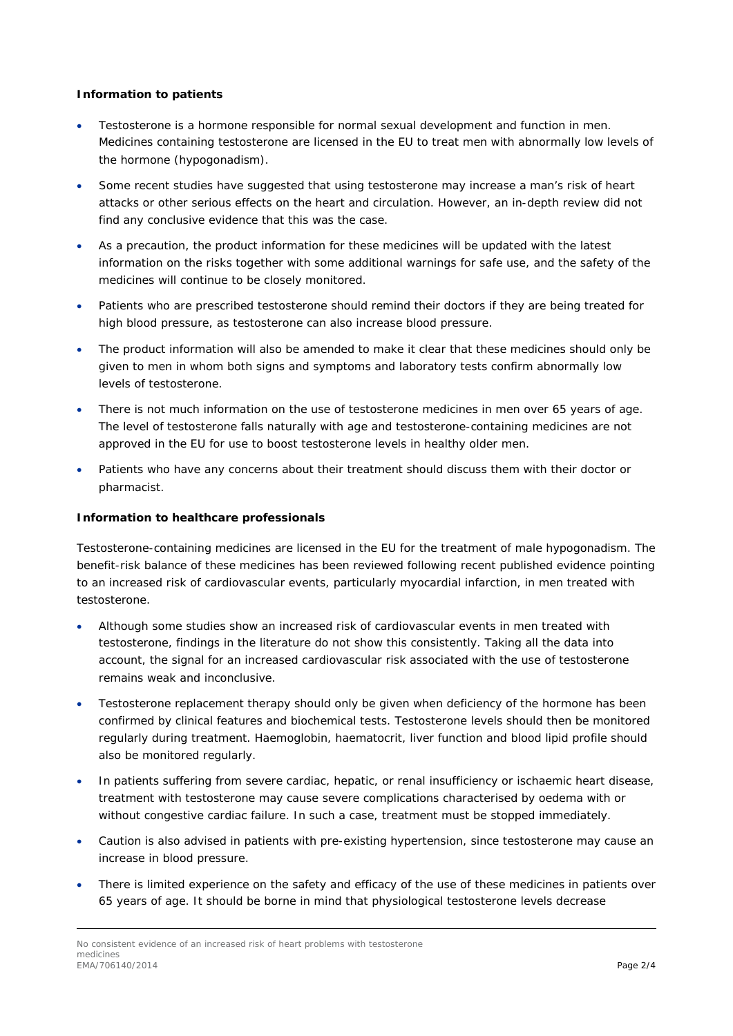**Information to patients**

- Testosterone is a hormone responsible for normal sexual development and function in men. Medicines containing testosterone are licensed in the EU to treat men with abnormally low levels of the hormone (hypogonadism).
- Some recent studies have suggested that using testosterone may increase a man's risk of heart attacks or other serious effects on the heart and circulation. However, an in-depth review did not find any conclusive evidence that this was the case.
- As a precaution, the product information for these medicines will be updated with the latest information on the risks together with some additional warnings for safe use, and the safety of the medicines will continue to be closely monitored.
- Patients who are prescribed testosterone should remind their doctors if they are being treated for high blood pressure, as testosterone can also increase blood pressure.
- The product information will also be amended to make it clear that these medicines should only be given to men in whom both signs and symptoms and laboratory tests confirm abnormally low levels of testosterone.
- There is not much information on the use of testosterone medicines in men over 65 years of age. The level of testosterone falls naturally with age and testosterone-containing medicines are not approved in the EU for use to boost testosterone levels in healthy older men.
- Patients who have any concerns about their treatment should discuss them with their doctor or pharmacist.

**Information to healthcare professionals**

Testosterone-containing medicines are licensed in the EU for the treatment of male hypogonadism. The benefit-risk balance of these medicines has been reviewed following recent published evidence pointing to an increased risk of cardiovascular events, particularly myocardial infarction, in men treated with testosterone.

- Although some studies show an increased risk of cardiovascular events in men treated with testosterone, findings in the literature do not show this consistently. Taking all the data into account, the signal for an increased cardiovascular risk associated with the use of testosterone remains weak and inconclusive.
- Testosterone replacement therapy should only be given when deficiency of the hormone has been confirmed by clinical features and biochemical tests. Testosterone levels should then be monitored regularly during treatment. Haemoglobin, haematocrit, liver function and blood lipid profile should also be monitored regularly.
- In patients suffering from severe cardiac, hepatic, or renal insufficiency or ischaemic heart disease, treatment with testosterone may cause severe complications characterised by oedema with or without congestive cardiac failure. In such a case, treatment must be stopped immediately.
- Caution is also advised in patients with pre-existing hypertension, since testosterone may cause an increase in blood pressure.
- There is limited experience on the safety and efficacy of the use of these medicines in patients over 65 years of age. It should be borne in mind that physiological testosterone levels decrease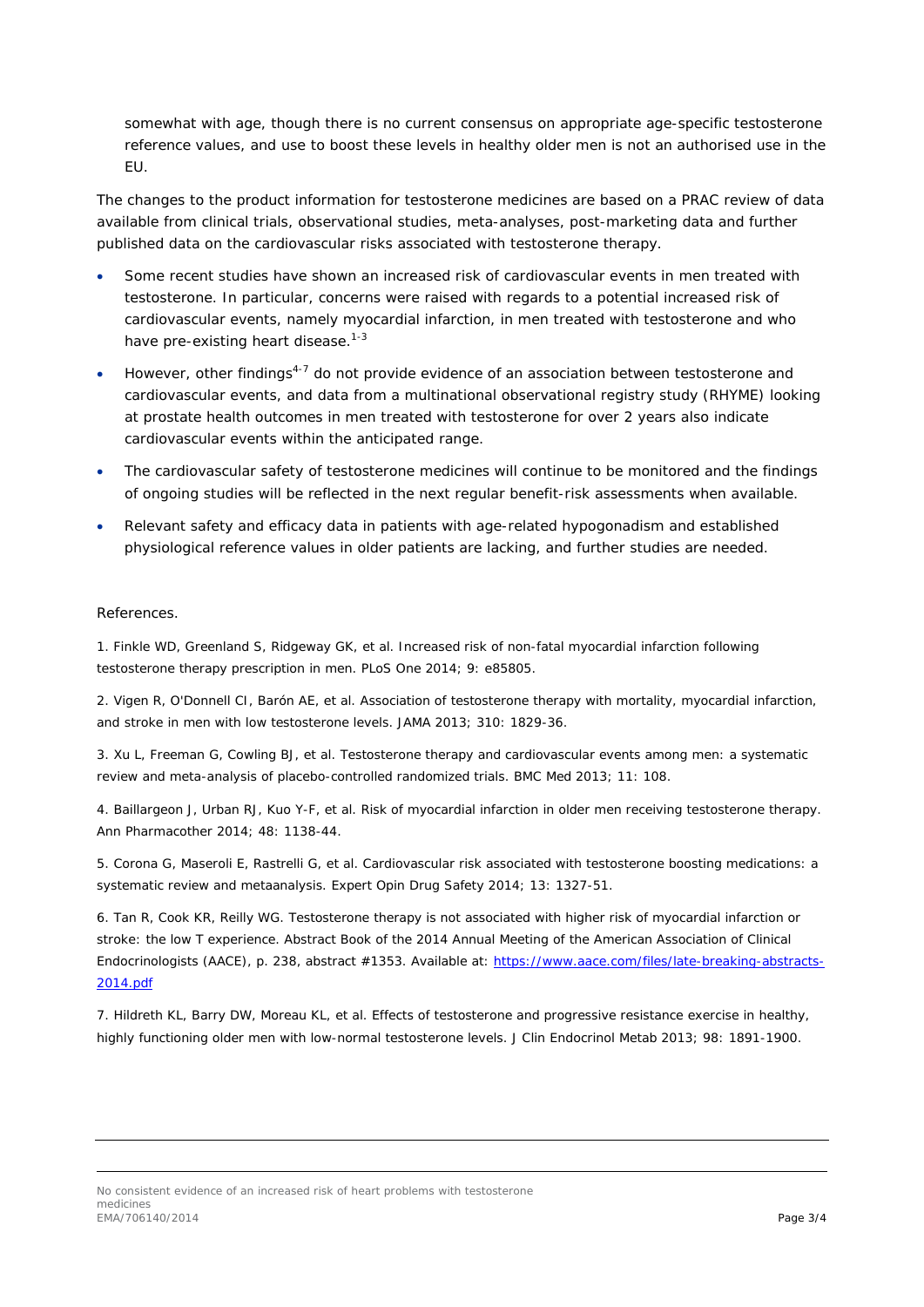somewhat with age, though there is no current consensus on appropriate age-specific testosterone reference values, and use to boost these levels in healthy older men is not an authorised use in the EU.

The changes to the product information for testosterone medicines are based on a PRAC review of data available from clinical trials, observational studies, meta-analyses, post-marketing data and further published data on the cardiovascular risks associated with testosterone therapy.

- Some recent studies have shown an increased risk of cardiovascular events in men treated with testosterone. In particular, concerns were raised with regards to a potential increased risk of cardiovascular events, namely myocardial infarction, in men treated with testosterone and who have pre-existing heart disease.[1-3]
- However, other findings[4-7] do not provide evidence of an association between testosterone and cardiovascular events, and data from a multinational observational registry study (RHYME) looking at prostate health outcomes in men treated with testosterone for over 2 years also indicate cardiovascular events within the anticipated range.
- The cardiovascular safety of testosterone medicines will continue to be monitored and the findings of ongoing studies will be reflected in the next regular benefit-risk assessments when available.
- Relevant safety and efficacy data in patients with age-related hypogonadism and established physiological reference values in older patients are lacking, and further studies are needed.

References.

1. Finkle WD, Greenland S, Ridgeway GK, et al. Increased risk of non-fatal myocardial infarction following testosterone therapy prescription in men. PLoS One 2014; 9: e85805.

2. Vigen R, O'Donnell CI, Barón AE, et al. Association of testosterone therapy with mortality, myocardial infarction, and stroke in men with low testosterone levels. JAMA 2013; 310: 1829-36.

3. Xu L, Freeman G, Cowling BJ, et al. Testosterone therapy and cardiovascular events among men: a systematic review and meta-analysis of placebo-controlled randomized trials. BMC Med 2013; 11: 108.

4. Baillargeon J, Urban RJ, Kuo Y-F, et al. Risk of myocardial infarction in older men receiving testosterone therapy. Ann Pharmacother 2014; 48: 1138-44.

5. Corona G, Maseroli E, Rastrelli G, et al. Cardiovascular risk associated with testosterone boosting medications: a systematic review and metaanalysis. Expert Opin Drug Safety 2014; 13: 1327-51.

6. Tan R, Cook KR, Reilly WG. Testosterone therapy is not associated with higher risk of myocardial infarction or stroke: the low T experience. Abstract Book of the 2014 Annual Meeting of the American Association of Clinical Endocrinologists (AACE), p. 238, abstract #1353. Available at: https://www.aace.com/files/late-breaking-abstracts-2014.pdf

7. Hildreth KL, Barry DW, Moreau KL, et al. Effects of testosterone and progressive resistance exercise in healthy, highly functioning older men with low-normal testosterone levels. J Clin Endocrinol Metab 2013; 98: 1891-1900.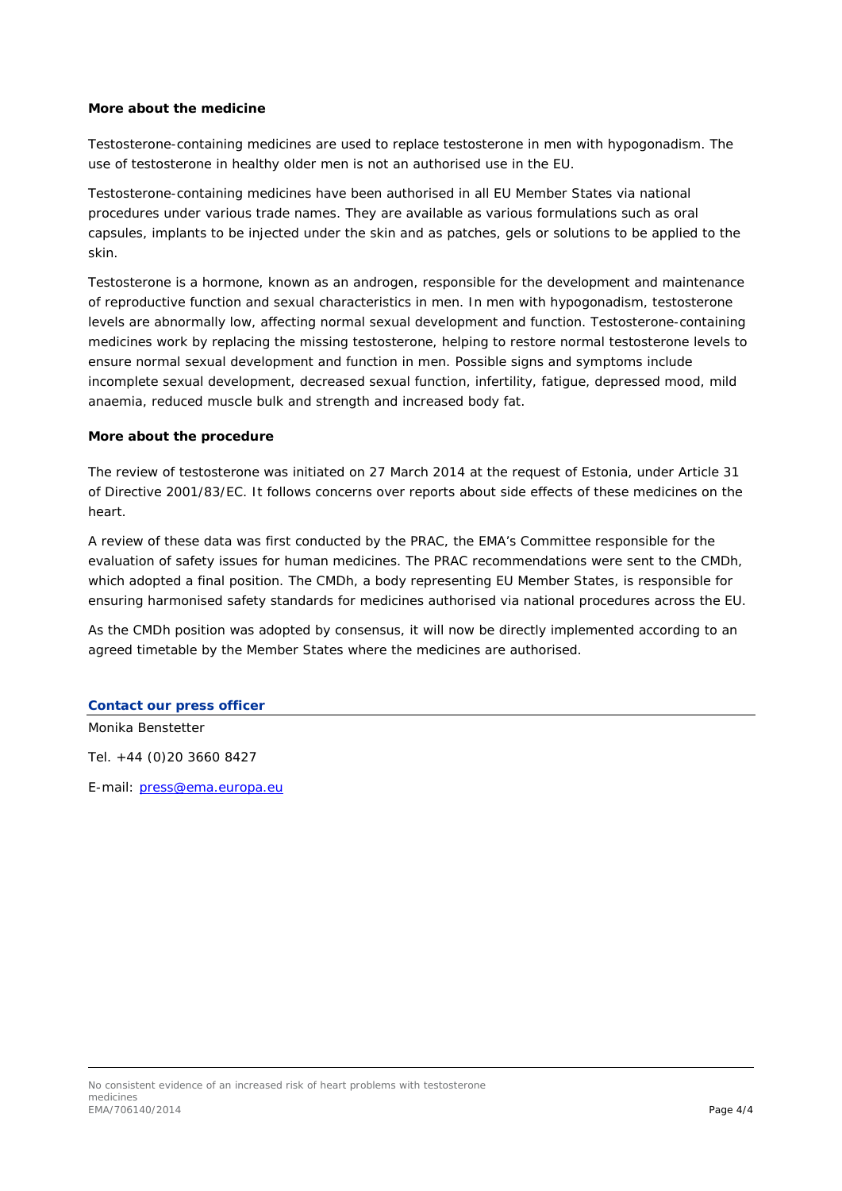**More about the medicine**

Testosterone-containing medicines are used to replace testosterone in men with hypogonadism. The use of testosterone in healthy older men is not an authorised use in the EU.

Testosterone-containing medicines have been authorised in all EU Member States via national procedures under various trade names. They are available as various formulations such as oral capsules, implants to be injected under the skin and as patches, gels or solutions to be applied to the skin.

Testosterone is a hormone, known as an androgen, responsible for the development and maintenance of reproductive function and sexual characteristics in men. In men with hypogonadism, testosterone levels are abnormally low, affecting normal sexual development and function. Testosterone-containing medicines work by replacing the missing testosterone, helping to restore normal testosterone levels to ensure normal sexual development and function in men. Possible signs and symptoms include incomplete sexual development, decreased sexual function, infertility, fatigue, depressed mood, mild anaemia, reduced muscle bulk and strength and increased body fat.

**More about the procedure**

The review of testosterone was initiated on 27 March 2014 at the request of Estonia, under Article 31 of Directive 2001/83/EC. It follows concerns over reports about side effects of these medicines on the heart.

A review of these data was first conducted by the PRAC, the EMA's Committee responsible for the evaluation of safety issues for human medicines. The PRAC recommendations were sent to the CMDh, which adopted a final position. The CMDh, a body representing EU Member States, is responsible for ensuring harmonised safety standards for medicines authorised via national procedures across the EU.

As the CMDh position was adopted by consensus, it will now be directly implemented according to an agreed timetable by the Member States where the medicines are authorised.

**Contact our press officer**

Monika Benstetter

Tel. +44 (0)20 3660 8427

E-mail: press@ema.europa.eu